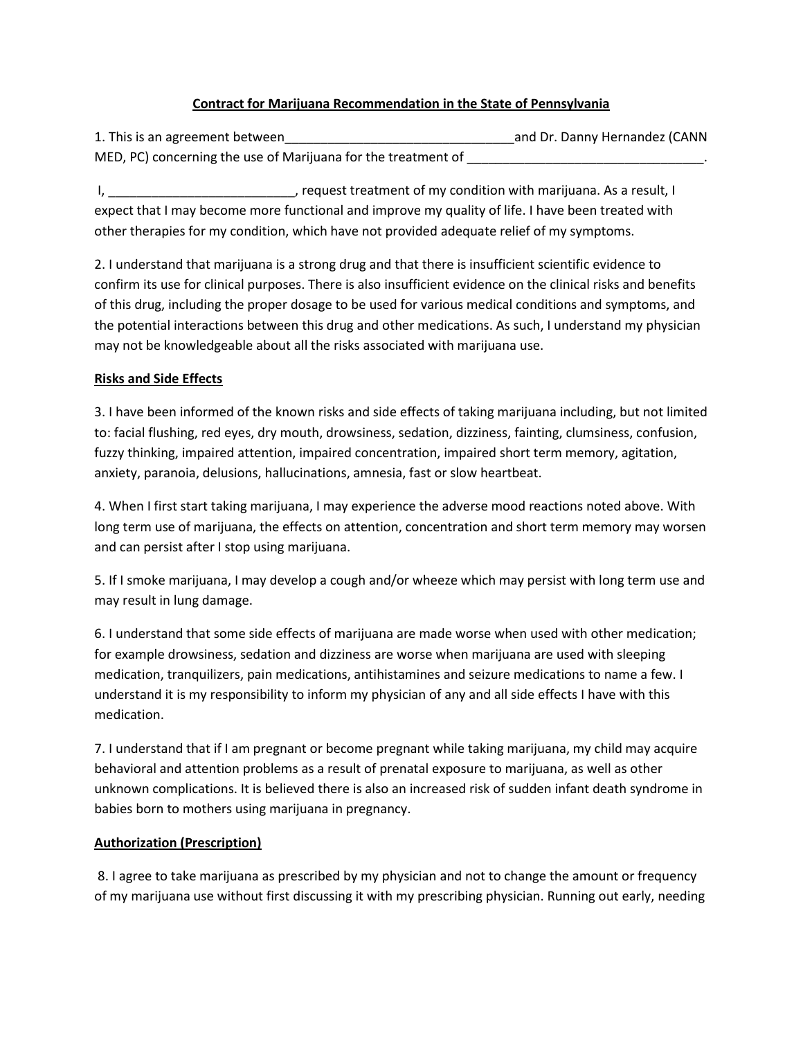**Contract for Marijuana Recommendation in the State of Pennsylvania**

1. This is an agreement between________________________________and Dr. Danny Hernandez (CANN MED, PC) concerning the use of Marijuana for the treatment of _________________________________.

I, __________________________, request treatment of my condition with marijuana. As a result, I expect that I may become more functional and improve my quality of life. I have been treated with other therapies for my condition, which have not provided adequate relief of my symptoms.

2. I understand that marijuana is a strong drug and that there is insufficient scientific evidence to confirm its use for clinical purposes. There is also insufficient evidence on the clinical risks and benefits of this drug, including the proper dosage to be used for various medical conditions and symptoms, and the potential interactions between this drug and other medications. As such, I understand my physician may not be knowledgeable about all the risks associated with marijuana use.

**Risks and Side Effects**

3. I have been informed of the known risks and side effects of taking marijuana including, but not limited to: facial flushing, red eyes, dry mouth, drowsiness, sedation, dizziness, fainting, clumsiness, confusion, fuzzy thinking, impaired attention, impaired concentration, impaired short term memory, agitation, anxiety, paranoia, delusions, hallucinations, amnesia, fast or slow heartbeat.

4. When I first start taking marijuana, I may experience the adverse mood reactions noted above. With long term use of marijuana, the effects on attention, concentration and short term memory may worsen and can persist after I stop using marijuana.

5. If I smoke marijuana, I may develop a cough and/or wheeze which may persist with long term use and may result in lung damage.

6. I understand that some side effects of marijuana are made worse when used with other medication; for example drowsiness, sedation and dizziness are worse when marijuana are used with sleeping medication, tranquilizers, pain medications, antihistamines and seizure medications to name a few. I understand it is my responsibility to inform my physician of any and all side effects I have with this medication.

7. I understand that if I am pregnant or become pregnant while taking marijuana, my child may acquire behavioral and attention problems as a result of prenatal exposure to marijuana, as well as other unknown complications. It is believed there is also an increased risk of sudden infant death syndrome in babies born to mothers using marijuana in pregnancy.

**Authorization (Prescription)**

8. I agree to take marijuana as prescribed by my physician and not to change the amount or frequency of my marijuana use without first discussing it with my prescribing physician. Running out early, needing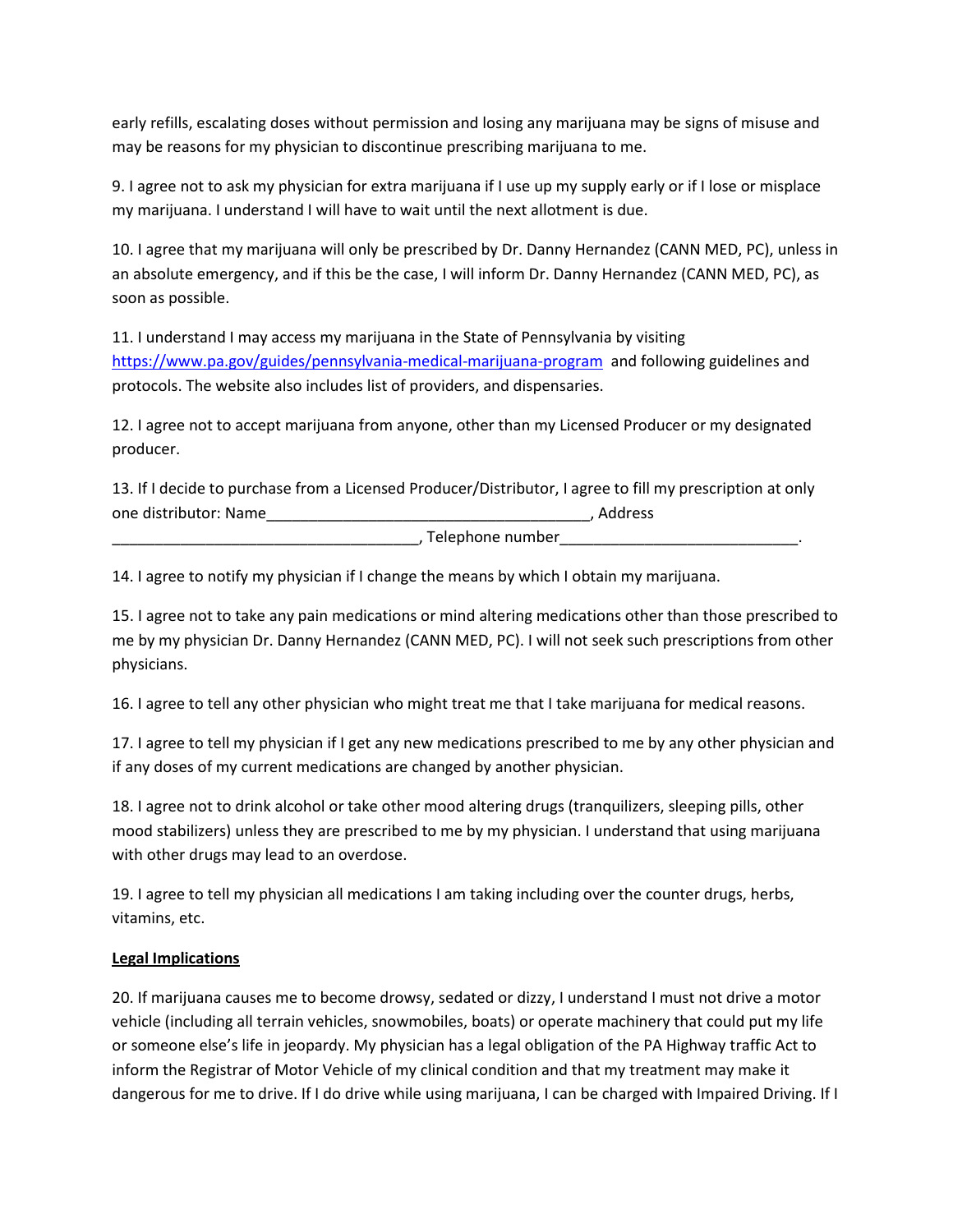early refills, escalating doses without permission and losing any marijuana may be signs of misuse and may be reasons for my physician to discontinue prescribing marijuana to me.

9. I agree not to ask my physician for extra marijuana if I use up my supply early or if I lose or misplace my marijuana. I understand I will have to wait until the next allotment is due.

10. I agree that my marijuana will only be prescribed by Dr. Danny Hernandez (CANN MED, PC), unless in an absolute emergency, and if this be the case, I will inform Dr. Danny Hernandez (CANN MED, PC), as soon as possible.

11. I understand I may access my marijuana in the State of Pennsylvania by visiting [https://www.pa.gov/guides/pennsylvania-medical-marijuana-program](https://www.pa.gov/guides/pennsylvania-medical-marijuana-program) and following guidelines and protocols. The website also includes list of providers, and dispensaries.

12. I agree not to accept marijuana from anyone, other than my Licensed Producer or my designated producer.

13. If I decide to purchase from a Licensed Producer/Distributor, I agree to fill my prescription at only one distributor: Name______________________________________, Address ____________________________________, Telephone number____________________________.

14. I agree to notify my physician if I change the means by which I obtain my marijuana.

15. I agree not to take any pain medications or mind altering medications other than those prescribed to me by my physician Dr. Danny Hernandez (CANN MED, PC). I will not seek such prescriptions from other physicians.

16. I agree to tell any other physician who might treat me that I take marijuana for medical reasons.

17. I agree to tell my physician if I get any new medications prescribed to me by any other physician and if any doses of my current medications are changed by another physician.

18. I agree not to drink alcohol or take other mood altering drugs (tranquilizers, sleeping pills, other mood stabilizers) unless they are prescribed to me by my physician. I understand that using marijuana with other drugs may lead to an overdose.

19. I agree to tell my physician all medications I am taking including over the counter drugs, herbs, vitamins, etc.

**Legal Implications**

20. If marijuana causes me to become drowsy, sedated or dizzy, I understand I must not drive a motor vehicle (including all terrain vehicles, snowmobiles, boats) or operate machinery that could put my life or someone else's life in jeopardy. My physician has a legal obligation of the PA Highway traffic Act to inform the Registrar of Motor Vehicle of my clinical condition and that my treatment may make it dangerous for me to drive. If I do drive while using marijuana, I can be charged with Impaired Driving. If I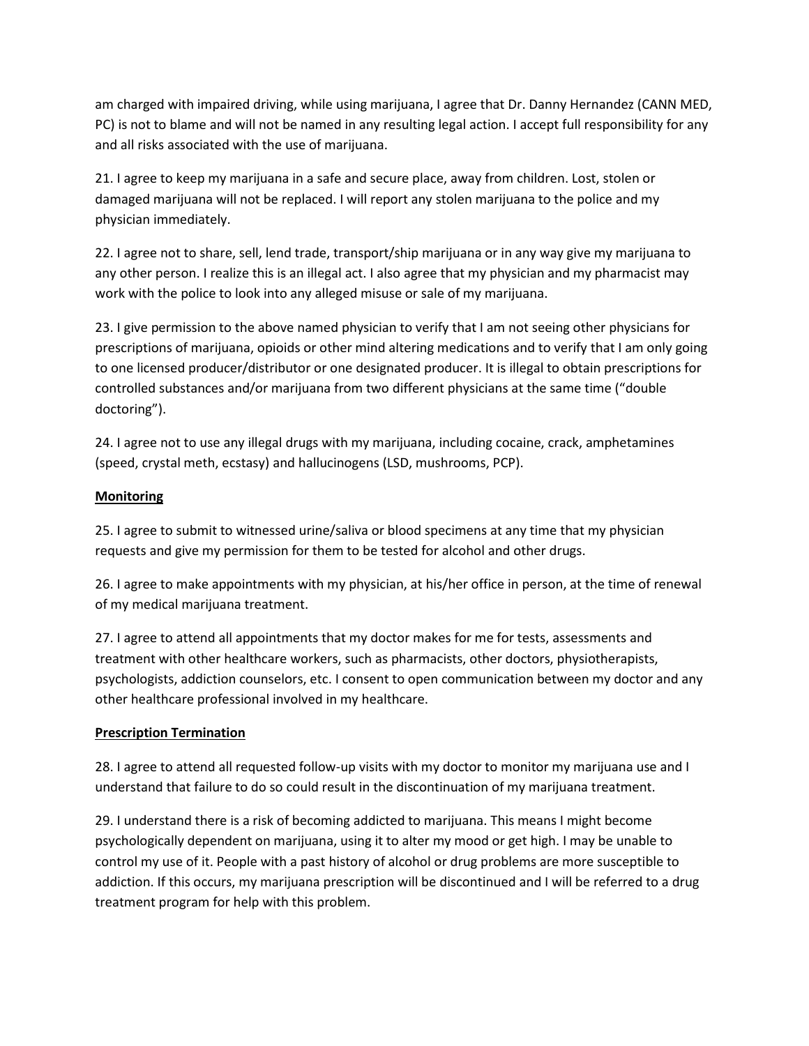am charged with impaired driving, while using marijuana, I agree that Dr. Danny Hernandez (CANN MED, PC) is not to blame and will not be named in any resulting legal action. I accept full responsibility for any and all risks associated with the use of marijuana.

21. I agree to keep my marijuana in a safe and secure place, away from children. Lost, stolen or damaged marijuana will not be replaced. I will report any stolen marijuana to the police and my physician immediately.

22. I agree not to share, sell, lend trade, transport/ship marijuana or in any way give my marijuana to any other person. I realize this is an illegal act. I also agree that my physician and my pharmacist may work with the police to look into any alleged misuse or sale of my marijuana.

23. I give permission to the above named physician to verify that I am not seeing other physicians for prescriptions of marijuana, opioids or other mind altering medications and to verify that I am only going to one licensed producer/distributor or one designated producer. It is illegal to obtain prescriptions for controlled substances and/or marijuana from two different physicians at the same time ("double doctoring").

24. I agree not to use any illegal drugs with my marijuana, including cocaine, crack, amphetamines (speed, crystal meth, ecstasy) and hallucinogens (LSD, mushrooms, PCP).

**Monitoring**

25. I agree to submit to witnessed urine/saliva or blood specimens at any time that my physician requests and give my permission for them to be tested for alcohol and other drugs.

26. I agree to make appointments with my physician, at his/her office in person, at the time of renewal of my medical marijuana treatment.

27. I agree to attend all appointments that my doctor makes for me for tests, assessments and treatment with other healthcare workers, such as pharmacists, other doctors, physiotherapists, psychologists, addiction counselors, etc. I consent to open communication between my doctor and any other healthcare professional involved in my healthcare.

**Prescription Termination**

28. I agree to attend all requested follow-up visits with my doctor to monitor my marijuana use and I understand that failure to do so could result in the discontinuation of my marijuana treatment.

29. I understand there is a risk of becoming addicted to marijuana. This means I might become psychologically dependent on marijuana, using it to alter my mood or get high. I may be unable to control my use of it. People with a past history of alcohol or drug problems are more susceptible to addiction. If this occurs, my marijuana prescription will be discontinued and I will be referred to a drug treatment program for help with this problem.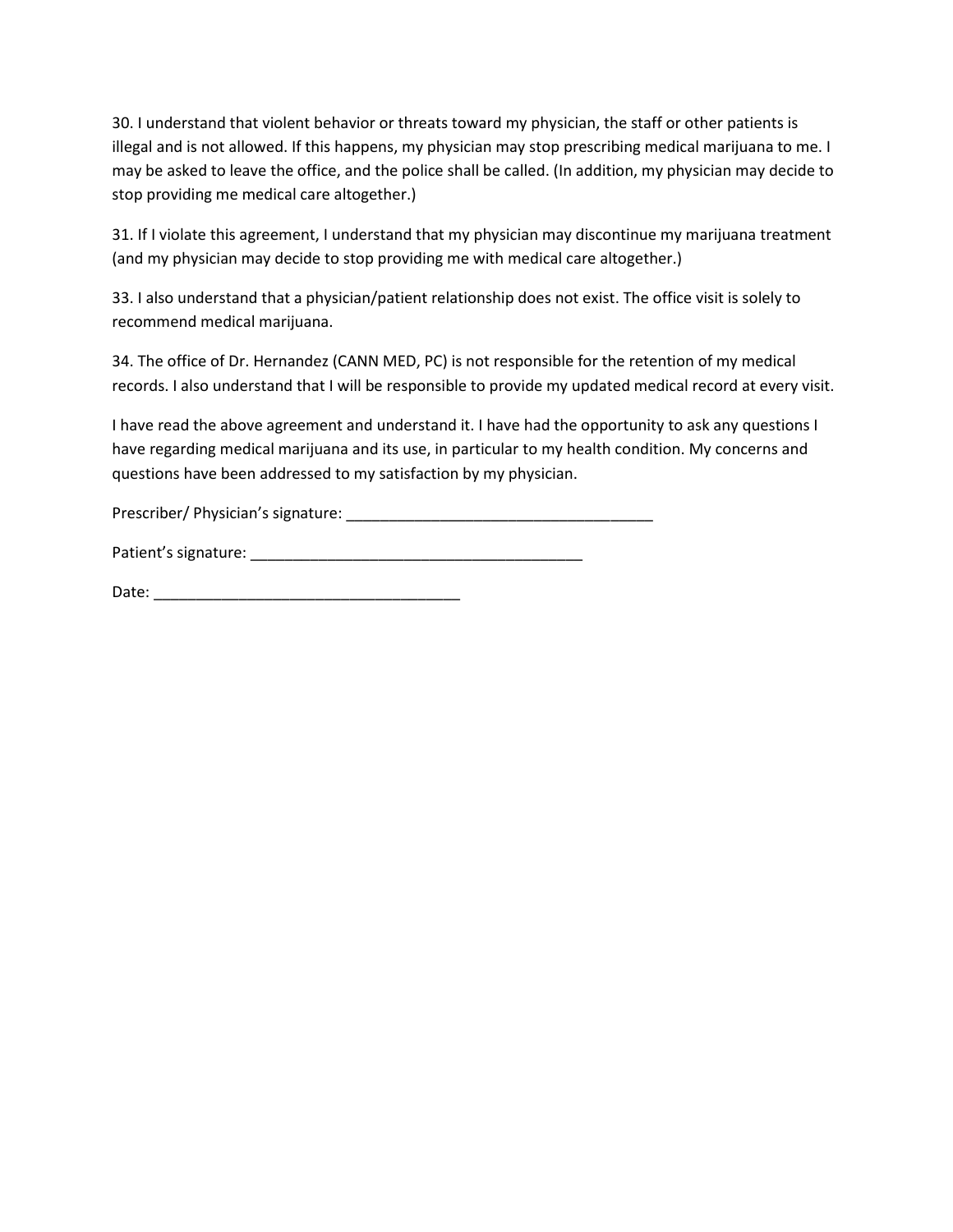30. I understand that violent behavior or threats toward my physician, the staff or other patients is illegal and is not allowed. If this happens, my physician may stop prescribing medical marijuana to me. I may be asked to leave the office, and the police shall be called. (In addition, my physician may decide to stop providing me medical care altogether.)

31. If I violate this agreement, I understand that my physician may discontinue my marijuana treatment (and my physician may decide to stop providing me with medical care altogether.)

33. I also understand that a physician/patient relationship does not exist. The office visit is solely to recommend medical marijuana.

34. The office of Dr. Hernandez (CANN MED, PC) is not responsible for the retention of my medical records. I also understand that I will be responsible to provide my updated medical record at every visit.

I have read the above agreement and understand it. I have had the opportunity to ask any questions I have regarding medical marijuana and its use, in particular to my health condition. My concerns and questions have been addressed to my satisfaction by my physician.

Prescriber/ Physician's signature: ____________________________________

Patient's signature: ______________________________________

Date: ____________________________________